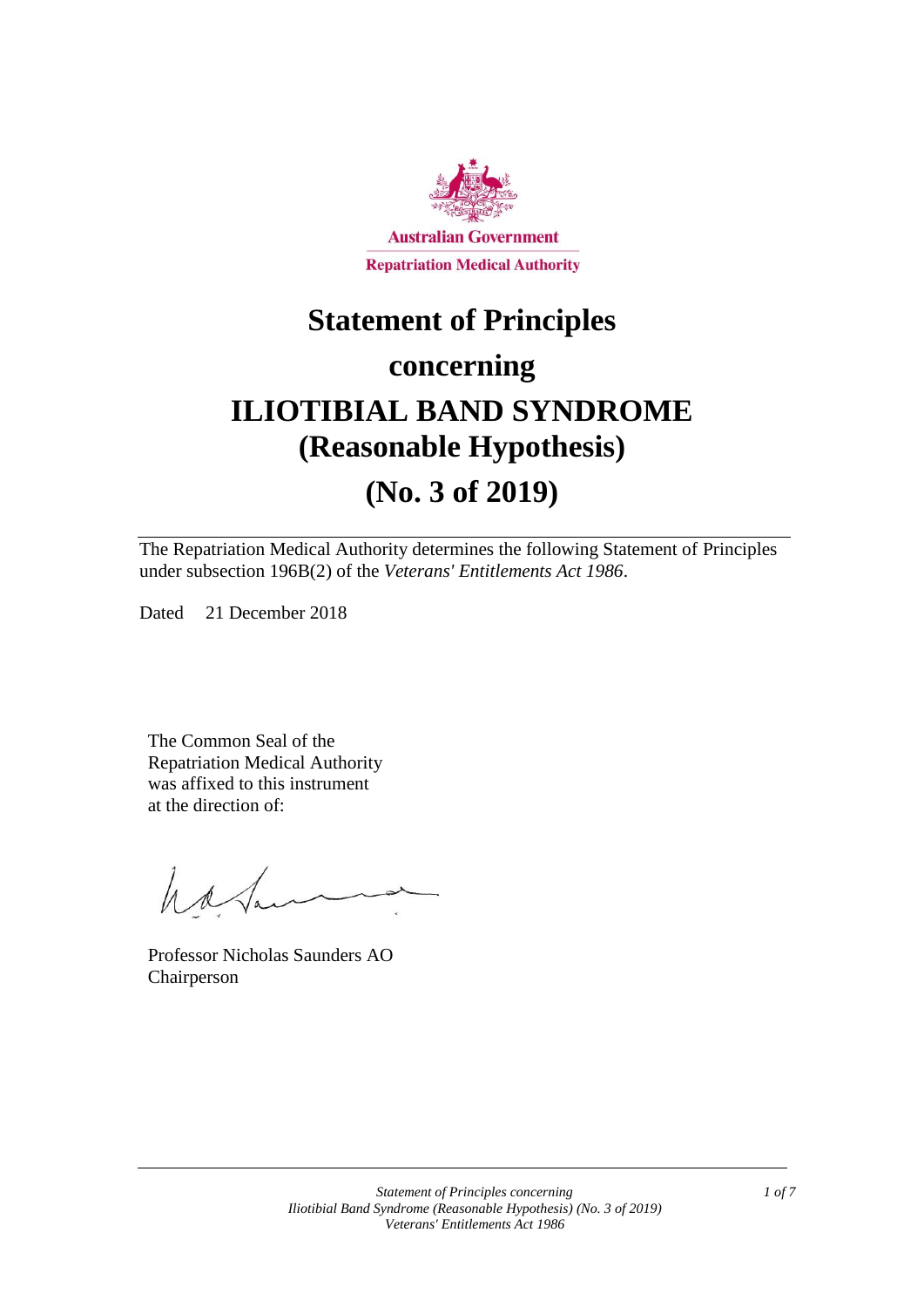Australian Government

Repatriation Medical Authority

# Statement of Principles

# concerning

# ILIOTIBIAL BAND SYNDROME (Reasonable Hypothesis)

# (No. 3 of 2019)

The Repatriation Medical Authority determines the following Statement of Principles under subsection 196B(2) of the *Veterans' Entitlements Act 1986*.

Dated 21 December 2018

The Common Seal of the Repatriation Medical Authority was affixed to this instrument at the direction of:

Professor Nicholas Saunders AO
Chairperson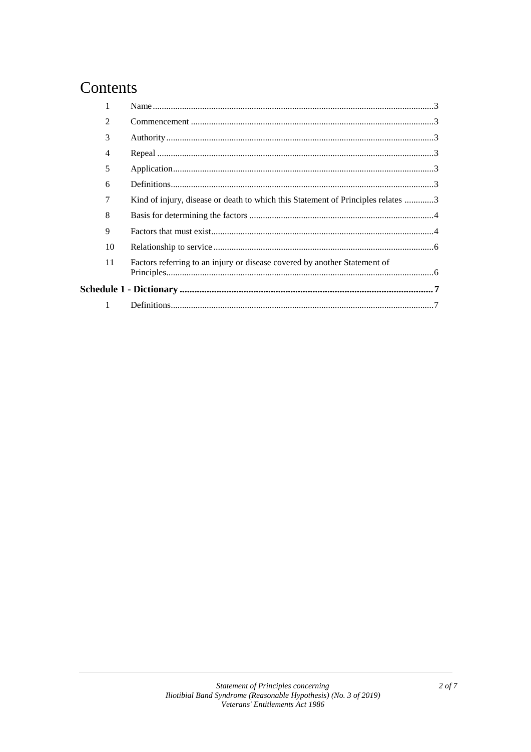# Contents

| | | |
|---|---|---|
| 1 | Name | 3 |
| 2 | Commencement | 3 |
| 3 | Authority | 3 |
| 4 | Repeal | 3 |
| 5 | Application | 3 |
| 6 | Definitions | 3 |
| 7 | Kind of injury, disease or death to which this Statement of Principles relates | 3 |
| 8 | Basis for determining the factors | 4 |
| 9 | Factors that must exist | 4 |
| 10 | Relationship to service | 6 |
| 11 | Factors referring to an injury or disease covered by another Statement of Principles | 6 |
| **Schedule 1 - Dictionary** | | **7** |
| 1 | Definitions | 7 |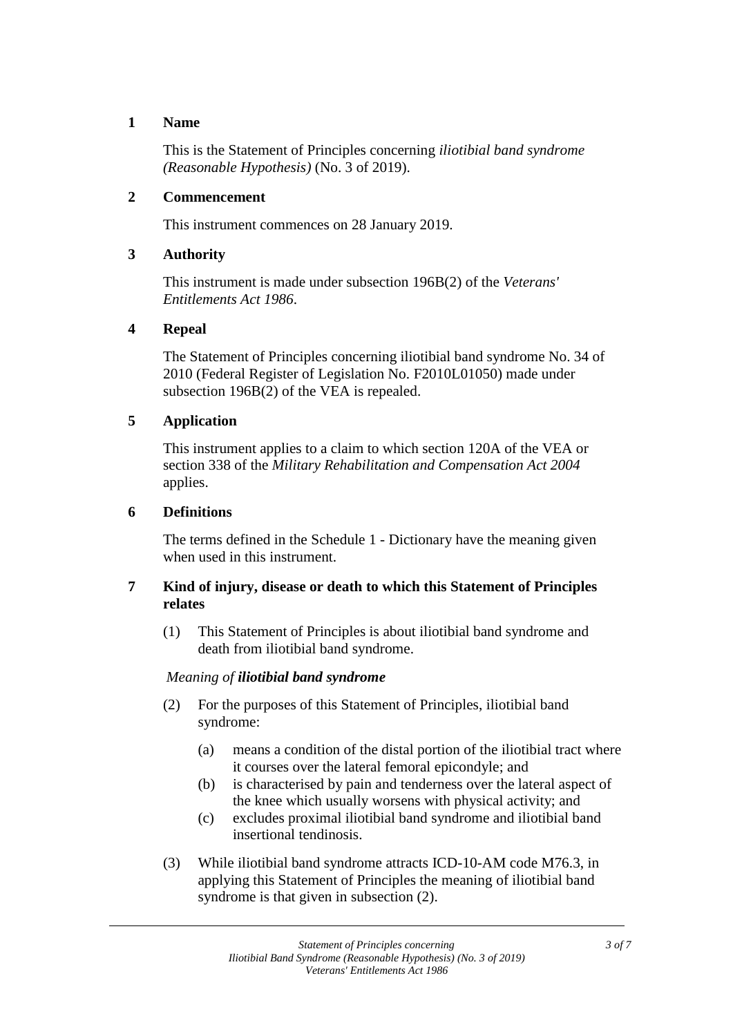## 1 Name

This is the Statement of Principles concerning *iliotibial band syndrome (Reasonable Hypothesis)* (No. 3 of 2019).

## 2 Commencement

This instrument commences on 28 January 2019.

## 3 Authority

This instrument is made under subsection 196B(2) of the *Veterans' Entitlements Act 1986*.

## 4 Repeal

The Statement of Principles concerning iliotibial band syndrome No. 34 of 2010 (Federal Register of Legislation No. F2010L01050) made under subsection 196B(2) of the VEA is repealed.

## 5 Application

This instrument applies to a claim to which section 120A of the VEA or section 338 of the *Military Rehabilitation and Compensation Act 2004* applies.

## 6 Definitions

The terms defined in the Schedule 1 - Dictionary have the meaning given when used in this instrument.

## 7 Kind of injury, disease or death to which this Statement of Principles relates

(1) This Statement of Principles is about iliotibial band syndrome and death from iliotibial band syndrome.

*Meaning of* ***iliotibial band syndrome***

(2) For the purposes of this Statement of Principles, iliotibial band syndrome:

- (a) means a condition of the distal portion of the iliotibial tract where it courses over the lateral femoral epicondyle; and
- (b) is characterised by pain and tenderness over the lateral aspect of the knee which usually worsens with physical activity; and
- (c) excludes proximal iliotibial band syndrome and iliotibial band insertional tendinosis.

(3) While iliotibial band syndrome attracts ICD-10-AM code M76.3, in applying this Statement of Principles the meaning of iliotibial band syndrome is that given in subsection (2).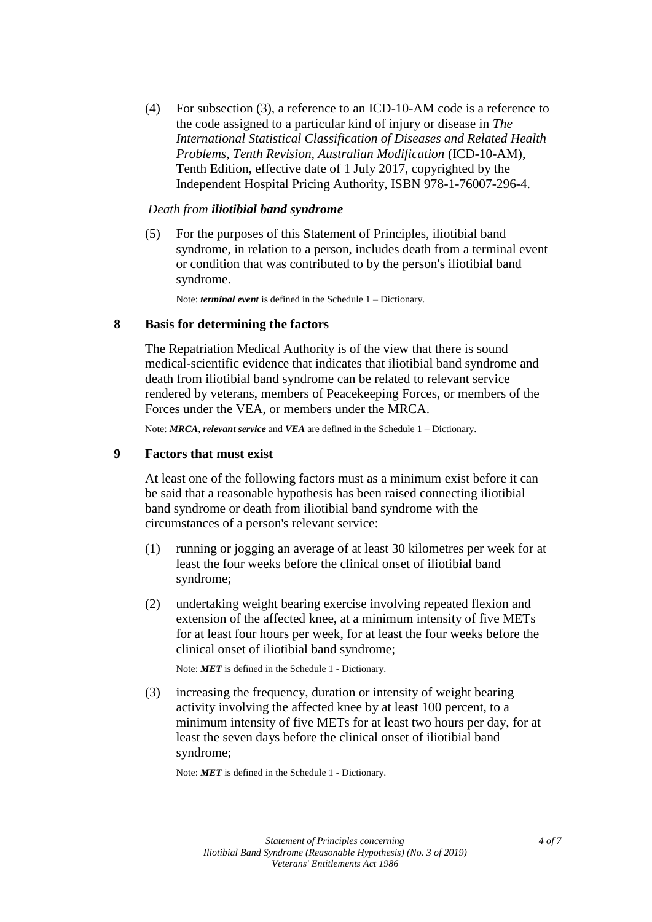(4) For subsection (3), a reference to an ICD-10-AM code is a reference to the code assigned to a particular kind of injury or disease in *The International Statistical Classification of Diseases and Related Health Problems, Tenth Revision, Australian Modification* (ICD-10-AM), Tenth Edition, effective date of 1 July 2017, copyrighted by the Independent Hospital Pricing Authority, ISBN 978-1-76007-296-4.

*Death from **iliotibial band syndrome***

(5) For the purposes of this Statement of Principles, iliotibial band syndrome, in relation to a person, includes death from a terminal event or condition that was contributed to by the person's iliotibial band syndrome.

Note: ***terminal event*** is defined in the Schedule 1 – Dictionary.

## 8 Basis for determining the factors

The Repatriation Medical Authority is of the view that there is sound medical-scientific evidence that indicates that iliotibial band syndrome and death from iliotibial band syndrome can be related to relevant service rendered by veterans, members of Peacekeeping Forces, or members of the Forces under the VEA, or members under the MRCA.

Note: ***MRCA***, ***relevant service*** and ***VEA*** are defined in the Schedule 1 – Dictionary.

## 9 Factors that must exist

At least one of the following factors must as a minimum exist before it can be said that a reasonable hypothesis has been raised connecting iliotibial band syndrome or death from iliotibial band syndrome with the circumstances of a person's relevant service:

(1) running or jogging an average of at least 30 kilometres per week for at least the four weeks before the clinical onset of iliotibial band syndrome;

(2) undertaking weight bearing exercise involving repeated flexion and extension of the affected knee, at a minimum intensity of five METs for at least four hours per week, for at least the four weeks before the clinical onset of iliotibial band syndrome;

Note: ***MET*** is defined in the Schedule 1 - Dictionary.

(3) increasing the frequency, duration or intensity of weight bearing activity involving the affected knee by at least 100 percent, to a minimum intensity of five METs for at least two hours per day, for at least the seven days before the clinical onset of iliotibial band syndrome;

Note: ***MET*** is defined in the Schedule 1 - Dictionary.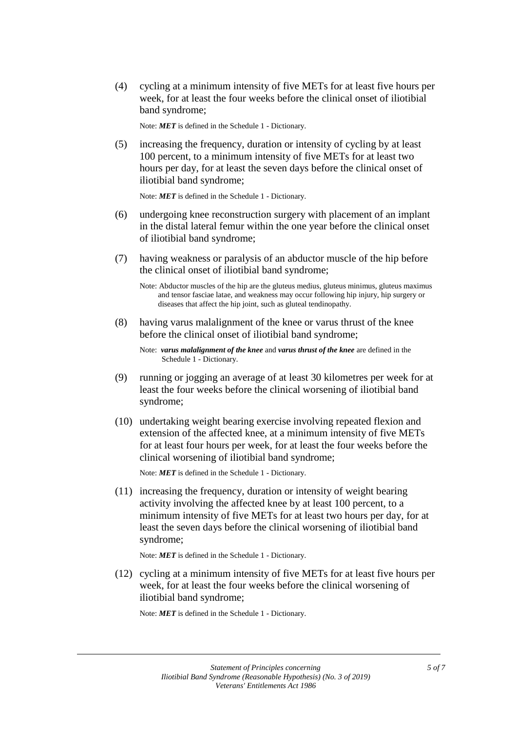(4) cycling at a minimum intensity of five METs for at least five hours per week, for at least the four weeks before the clinical onset of iliotibial band syndrome;

Note: ***MET*** is defined in the Schedule 1 - Dictionary.

(5) increasing the frequency, duration or intensity of cycling by at least 100 percent, to a minimum intensity of five METs for at least two hours per day, for at least the seven days before the clinical onset of iliotibial band syndrome;

Note: ***MET*** is defined in the Schedule 1 - Dictionary.

(6) undergoing knee reconstruction surgery with placement of an implant in the distal lateral femur within the one year before the clinical onset of iliotibial band syndrome;

(7) having weakness or paralysis of an abductor muscle of the hip before the clinical onset of iliotibial band syndrome;

Note: Abductor muscles of the hip are the gluteus medius, gluteus minimus, gluteus maximus and tensor fasciae latae, and weakness may occur following hip injury, hip surgery or diseases that affect the hip joint, such as gluteal tendinopathy.

(8) having varus malalignment of the knee or varus thrust of the knee before the clinical onset of iliotibial band syndrome;

Note: ***varus malalignment of the knee*** and ***varus thrust of the knee*** are defined in the Schedule 1 - Dictionary.

(9) running or jogging an average of at least 30 kilometres per week for at least the four weeks before the clinical worsening of iliotibial band syndrome;

(10) undertaking weight bearing exercise involving repeated flexion and extension of the affected knee, at a minimum intensity of five METs for at least four hours per week, for at least the four weeks before the clinical worsening of iliotibial band syndrome;

Note: ***MET*** is defined in the Schedule 1 - Dictionary.

(11) increasing the frequency, duration or intensity of weight bearing activity involving the affected knee by at least 100 percent, to a minimum intensity of five METs for at least two hours per day, for at least the seven days before the clinical worsening of iliotibial band syndrome;

Note: ***MET*** is defined in the Schedule 1 - Dictionary.

(12) cycling at a minimum intensity of five METs for at least five hours per week, for at least the four weeks before the clinical worsening of iliotibial band syndrome;

Note: ***MET*** is defined in the Schedule 1 - Dictionary.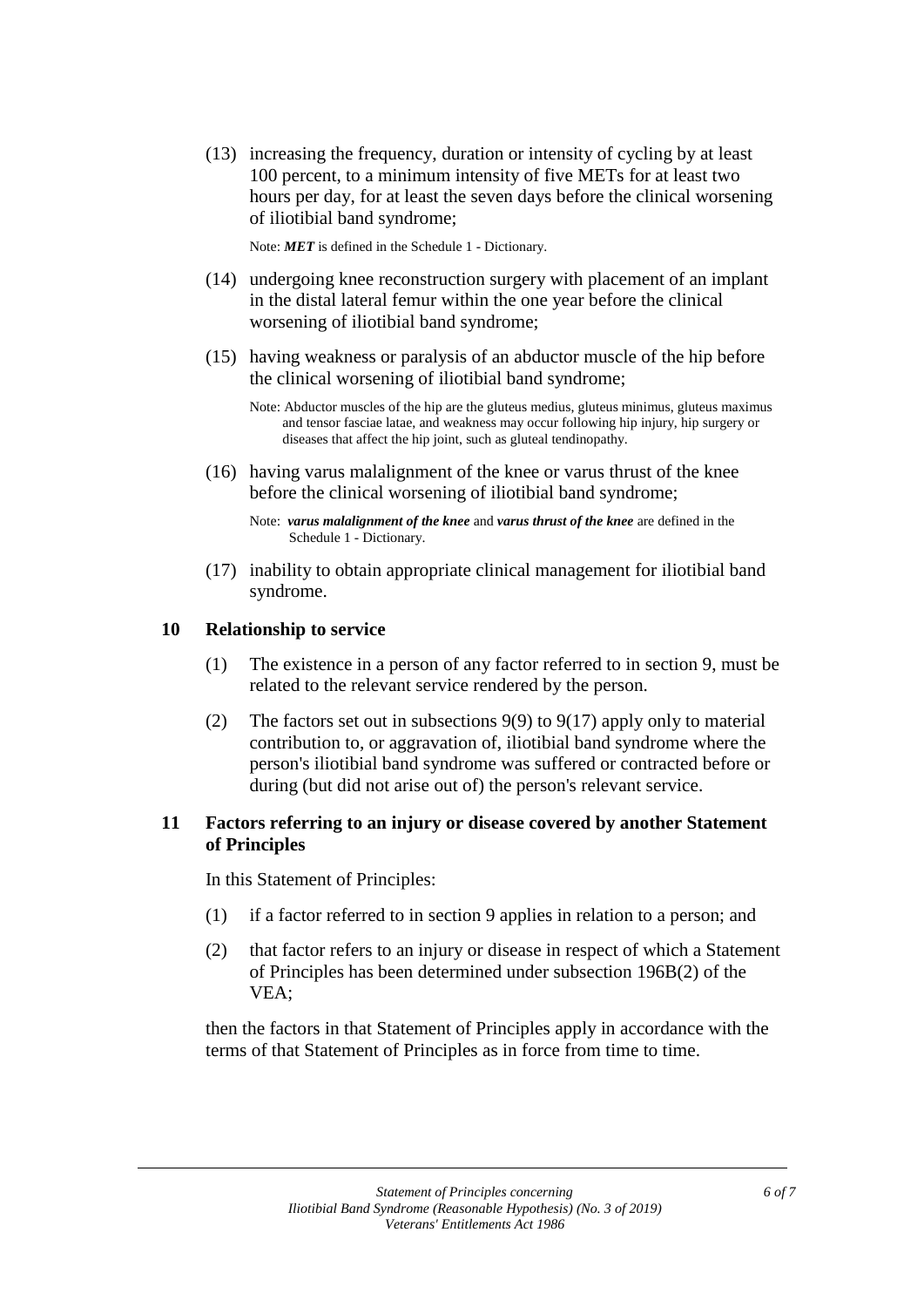(13) increasing the frequency, duration or intensity of cycling by at least 100 percent, to a minimum intensity of five METs for at least two hours per day, for at least the seven days before the clinical worsening of iliotibial band syndrome;

Note: ***MET*** is defined in the Schedule 1 - Dictionary.

(14) undergoing knee reconstruction surgery with placement of an implant in the distal lateral femur within the one year before the clinical worsening of iliotibial band syndrome;

(15) having weakness or paralysis of an abductor muscle of the hip before the clinical worsening of iliotibial band syndrome;

Note: Abductor muscles of the hip are the gluteus medius, gluteus minimus, gluteus maximus and tensor fasciae latae, and weakness may occur following hip injury, hip surgery or diseases that affect the hip joint, such as gluteal tendinopathy.

(16) having varus malalignment of the knee or varus thrust of the knee before the clinical worsening of iliotibial band syndrome;

Note: ***varus malalignment of the knee*** and ***varus thrust of the knee*** are defined in the Schedule 1 - Dictionary.

(17) inability to obtain appropriate clinical management for iliotibial band syndrome.

## 10 Relationship to service

(1) The existence in a person of any factor referred to in section 9, must be related to the relevant service rendered by the person.

(2) The factors set out in subsections 9(9) to 9(17) apply only to material contribution to, or aggravation of, iliotibial band syndrome where the person's iliotibial band syndrome was suffered or contracted before or during (but did not arise out of) the person's relevant service.

## 11 Factors referring to an injury or disease covered by another Statement of Principles

In this Statement of Principles:

(1) if a factor referred to in section 9 applies in relation to a person; and

(2) that factor refers to an injury or disease in respect of which a Statement of Principles has been determined under subsection 196B(2) of the VEA;

then the factors in that Statement of Principles apply in accordance with the terms of that Statement of Principles as in force from time to time.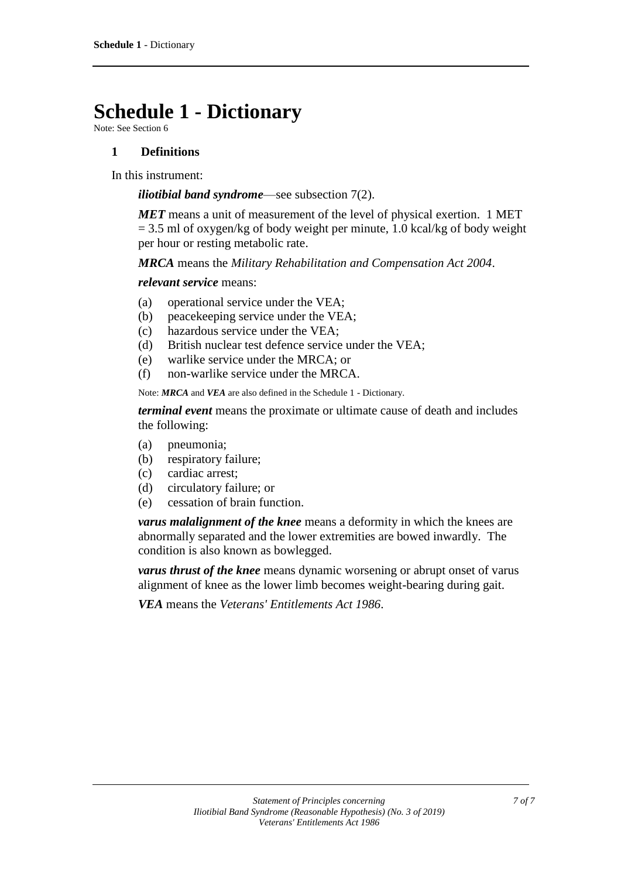# Schedule 1 - Dictionary

Note: See Section 6

### 1 Definitions

In this instrument:

***iliotibial band syndrome***—see subsection 7(2).

***MET*** means a unit of measurement of the level of physical exertion. 1 MET = 3.5 ml of oxygen/kg of body weight per minute, 1.0 kcal/kg of body weight per hour or resting metabolic rate.

***MRCA*** means the *Military Rehabilitation and Compensation Act 2004*.

***relevant service*** means:

(a) operational service under the VEA;
(b) peacekeeping service under the VEA;
(c) hazardous service under the VEA;
(d) British nuclear test defence service under the VEA;
(e) warlike service under the MRCA; or
(f) non-warlike service under the MRCA.

Note: ***MRCA*** and ***VEA*** are also defined in the Schedule 1 - Dictionary.

***terminal event*** means the proximate or ultimate cause of death and includes the following:

(a) pneumonia;
(b) respiratory failure;
(c) cardiac arrest;
(d) circulatory failure; or
(e) cessation of brain function.

***varus malalignment of the knee*** means a deformity in which the knees are abnormally separated and the lower extremities are bowed inwardly. The condition is also known as bowlegged.

***varus thrust of the knee*** means dynamic worsening or abrupt onset of varus alignment of knee as the lower limb becomes weight-bearing during gait.

***VEA*** means the *Veterans' Entitlements Act 1986*.